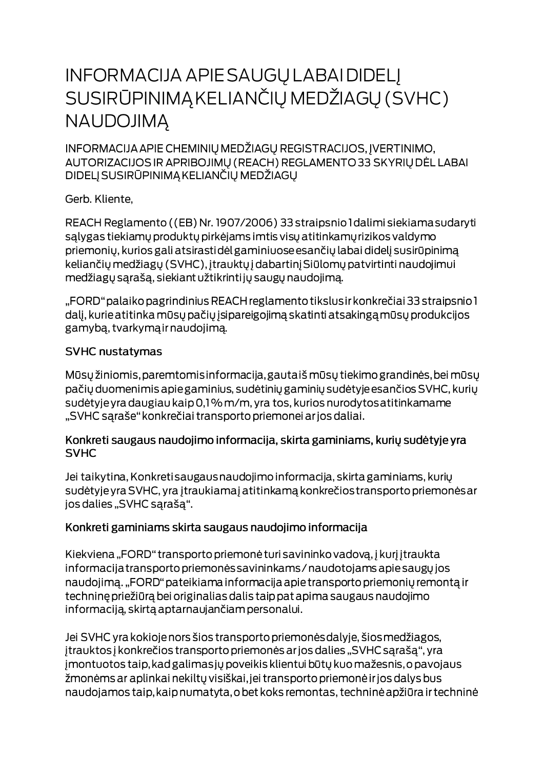# INFORMACIJA APIE SAUGŲ LABAI DIDELĮ SUSIRŪPINIMĄ KELIANČIŲ MEDŽIAGŲ (SVHC) NAUDOJIMĄ

INFORMACIJA APIE CHEMINIŲ MEDŽIAGŲ REGISTRACIJOS, ĮVERTINIMO, AUTORIZACIJOS IR APRIBOJIMŲ (REACH) REGLAMENTO 33 SKYRIŲ DĖL LABAI DIDELĮ SUSIRŪPINIMĄ KELIANČIŲ MEDŽIAGŲ

Gerb. Kliente,

REACH Reglamento ((EB) Nr. 1907/2006) 33 straipsnio 1 dalimi siekiama sudaryti sąlygas tiekiamų produktų pirkėjams imtis visų atitinkamų rizikos valdymo priemonių, kurios gali atsirasti dėl gaminiuose esančių labai didelį susirūpinimą keliančių medžiagų (SVHC), įtrauktų į dabartinį Siūlomų patvirtinti naudojimui medžiagų sąrašą, siekiant užtikrinti jų saugų naudojimą.

„FORD" palaiko pagrindinius REACH reglamento tikslus ir konkrečiai 33 straipsnio 1 dalį, kurie atitinka mūsų pačių įsipareigojimą skatinti atsakingą mūsų produkcijos gamybą, tvarkymą ir naudojimą.

### SVHC nustatymas

Mūsų žiniomis, paremtomis informacija, gauta iš mūsų tiekimo grandinės, bei mūsų pačių duomenimis apie gaminius, sudėtinių gaminių sudėtyje esančios SVHC, kurių sudėtyje yra daugiau kaip 0,1 % m/m, yra tos, kurios nurodytos atitinkamame „SVHC sąraše" konkrečiai transporto priemonei ar jos daliai.

### Konkreti saugaus naudojimo informacija, skirta gaminiams, kurių sudėtyje yra SVHC

Jei taikytina, Konkreti saugaus naudojimo informacija, skirta gaminiams, kurių sudėtyje yra SVHC, yra įtraukiama į atitinkamą konkrečios transporto priemonės ar jos dalies „SVHC sąrašą".

### Konkreti gaminiams skirta saugaus naudojimo informacija

Kiekviena „FORD" transporto priemonė turi savininko vadovą, į kurį įtraukta informacija transporto priemonės savininkams / naudotojams apie saugų jos naudojimą. „FORD" pateikiama informacija apie transporto priemonių remontą ir techninę priežiūrą bei originalias dalis taip pat apima saugaus naudojimo informaciją, skirtą aptarnaujančiam personalui.

Jei SVHC yra kokioje nors šios transporto priemonės dalyje, šios medžiagos, įtrauktos į konkrečios transporto priemonės ar jos dalies „SVHC sąrašą", yra įmontuotos taip, kad galimas jų poveikis klientui būtų kuo mažesnis, o pavojaus žmonėms ar aplinkai nekiltų visiškai, jei transporto priemonė ir jos dalys bus naudojamos taip, kaip numatyta, o bet koks remontas, techninė apžiūra ir techninė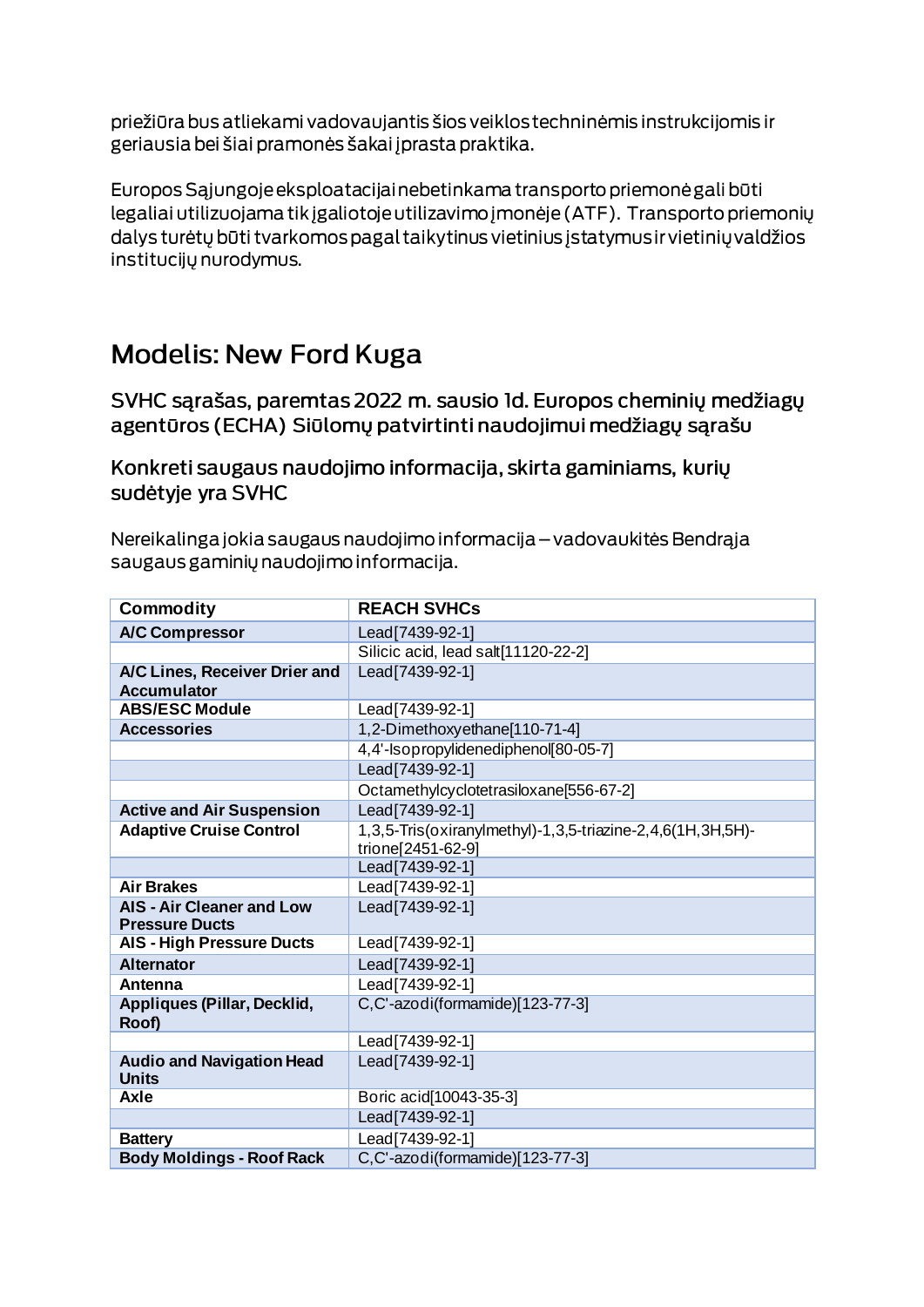priežiūra bus atliekami vadovaujantis šios veiklos techninėmis instrukcijomis ir geriausia bei šiai pramonės šakai įprasta praktika.

Europos Sąjungoje eksploatacijai nebetinkama transporto priemonė gali būti legaliai utilizuojama tik įgaliotoje utilizavimo įmonėje (ATF). Transporto priemonių dalys turėtų būti tvarkomos pagal taikytinus vietinius įstatymus ir vietinių valdžios institucijų nurodymus.

# Modelis: New Ford Kuga

## SVHC sąrašas, paremtas 2022 m. sausio 1d. Europos cheminių medžiagų agentūros (ECHA) Siūlomų patvirtinti naudojimui medžiagų sąrašu

## Konkreti saugaus naudojimo informacija, skirta gaminiams, kurių sudėtyje yra SVHC

Nereikalinga jokia saugaus naudojimo informacija – vadovaukitės Bendrąja saugaus gaminių naudojimo informacija.

| Commodity | REACH SVHCs |
|---|---|
| A/C Compressor | Lead[7439-92-1] |
| | Silicic acid, lead salt[11120-22-2] |
| A/C Lines, Receiver Drier and Accumulator | Lead[7439-92-1] |
| ABS/ESC Module | Lead[7439-92-1] |
| Accessories | 1,2-Dimethoxyethane[110-71-4] |
| | 4,4'-Isopropylidenediphenol[80-05-7] |
| | Lead[7439-92-1] |
| | Octamethylcyclotetrasiloxane[556-67-2] |
| Active and Air Suspension | Lead[7439-92-1] |
| Adaptive Cruise Control | 1,3,5-Tris(oxiranylmethyl)-1,3,5-triazine-2,4,6(1H,3H,5H)-trione[2451-62-9] |
| | Lead[7439-92-1] |
| Air Brakes | Lead[7439-92-1] |
| AIS - Air Cleaner and Low Pressure Ducts | Lead[7439-92-1] |
| AIS - High Pressure Ducts | Lead[7439-92-1] |
| Alternator | Lead[7439-92-1] |
| Antenna | Lead[7439-92-1] |
| Appliques (Pillar, Decklid, Roof) | C,C'-azodi(formamide)[123-77-3] |
| | Lead[7439-92-1] |
| Audio and Navigation Head Units | Lead[7439-92-1] |
| Axle | Boric acid[10043-35-3] |
| | Lead[7439-92-1] |
| Battery | Lead[7439-92-1] |
| Body Moldings - Roof Rack | C,C'-azodi(formamide)[123-77-3] |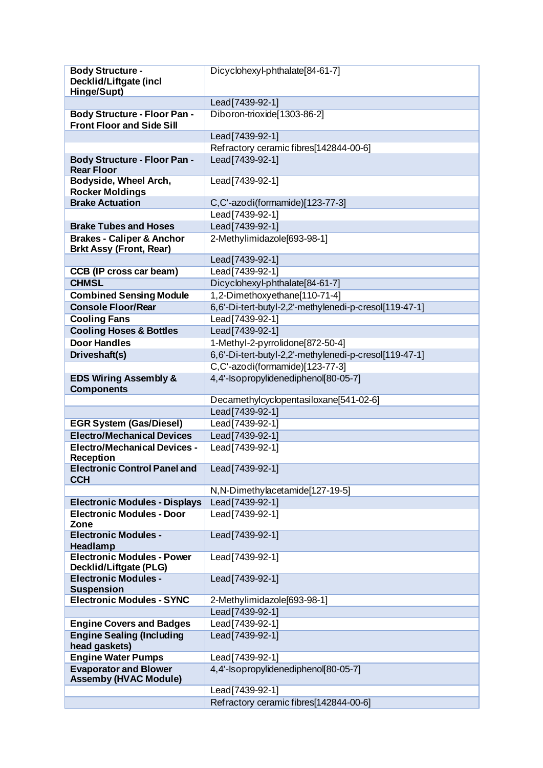| Body Structure - Decklid/Liftgate (incl Hinge/Supt) | Dicyclohexyl-phthalate[84-61-7] |
|---|---|
| | Lead[7439-92-1] |
| Body Structure - Floor Pan - Front Floor and Side Sill | Diboron-trioxide[1303-86-2] |
| | Lead[7439-92-1] |
| | Refractory ceramic fibres[142844-00-6] |
| Body Structure - Floor Pan - Rear Floor | Lead[7439-92-1] |
| Bodyside, Wheel Arch, Rocker Moldings | Lead[7439-92-1] |
| Brake Actuation | C,C'-azodi(formamide)[123-77-3] |
| | Lead[7439-92-1] |
| Brake Tubes and Hoses | Lead[7439-92-1] |
| Brakes - Caliper & Anchor Brkt Assy (Front, Rear) | 2-Methylimidazole[693-98-1] |
| | Lead[7439-92-1] |
| CCB (IP cross car beam) | Lead[7439-92-1] |
| CHMSL | Dicyclohexyl-phthalate[84-61-7] |
| Combined Sensing Module | 1,2-Dimethoxyethane[110-71-4] |
| Console Floor/Rear | 6,6'-Di-tert-butyl-2,2'-methylenedi-p-cresol[119-47-1] |
| Cooling Fans | Lead[7439-92-1] |
| Cooling Hoses & Bottles | Lead[7439-92-1] |
| Door Handles | 1-Methyl-2-pyrrolidone[872-50-4] |
| Driveshaft(s) | 6,6'-Di-tert-butyl-2,2'-methylenedi-p-cresol[119-47-1] |
| | C,C'-azodi(formamide)[123-77-3] |
| EDS Wiring Assembly & Components | 4,4'-Isopropylidenediphenol[80-05-7] |
| | Decamethylcyclopentasiloxane[541-02-6] |
| | Lead[7439-92-1] |
| EGR System (Gas/Diesel) | Lead[7439-92-1] |
| Electro/Mechanical Devices | Lead[7439-92-1] |
| Electro/Mechanical Devices - Reception | Lead[7439-92-1] |
| Electronic Control Panel and CCH | Lead[7439-92-1] |
| | N,N-Dimethylacetamide[127-19-5] |
| Electronic Modules - Displays | Lead[7439-92-1] |
| Electronic Modules - Door Zone | Lead[7439-92-1] |
| Electronic Modules - Headlamp | Lead[7439-92-1] |
| Electronic Modules - Power Decklid/Liftgate (PLG) | Lead[7439-92-1] |
| Electronic Modules - Suspension | Lead[7439-92-1] |
| Electronic Modules - SYNC | 2-Methylimidazole[693-98-1] |
| | Lead[7439-92-1] |
| Engine Covers and Badges | Lead[7439-92-1] |
| Engine Sealing (Including head gaskets) | Lead[7439-92-1] |
| Engine Water Pumps | Lead[7439-92-1] |
| Evaporator and Blower Assemby (HVAC Module) | 4,4'-Isopropylidenediphenol[80-05-7] |
| | Lead[7439-92-1] |
| | Refractory ceramic fibres[142844-00-6] |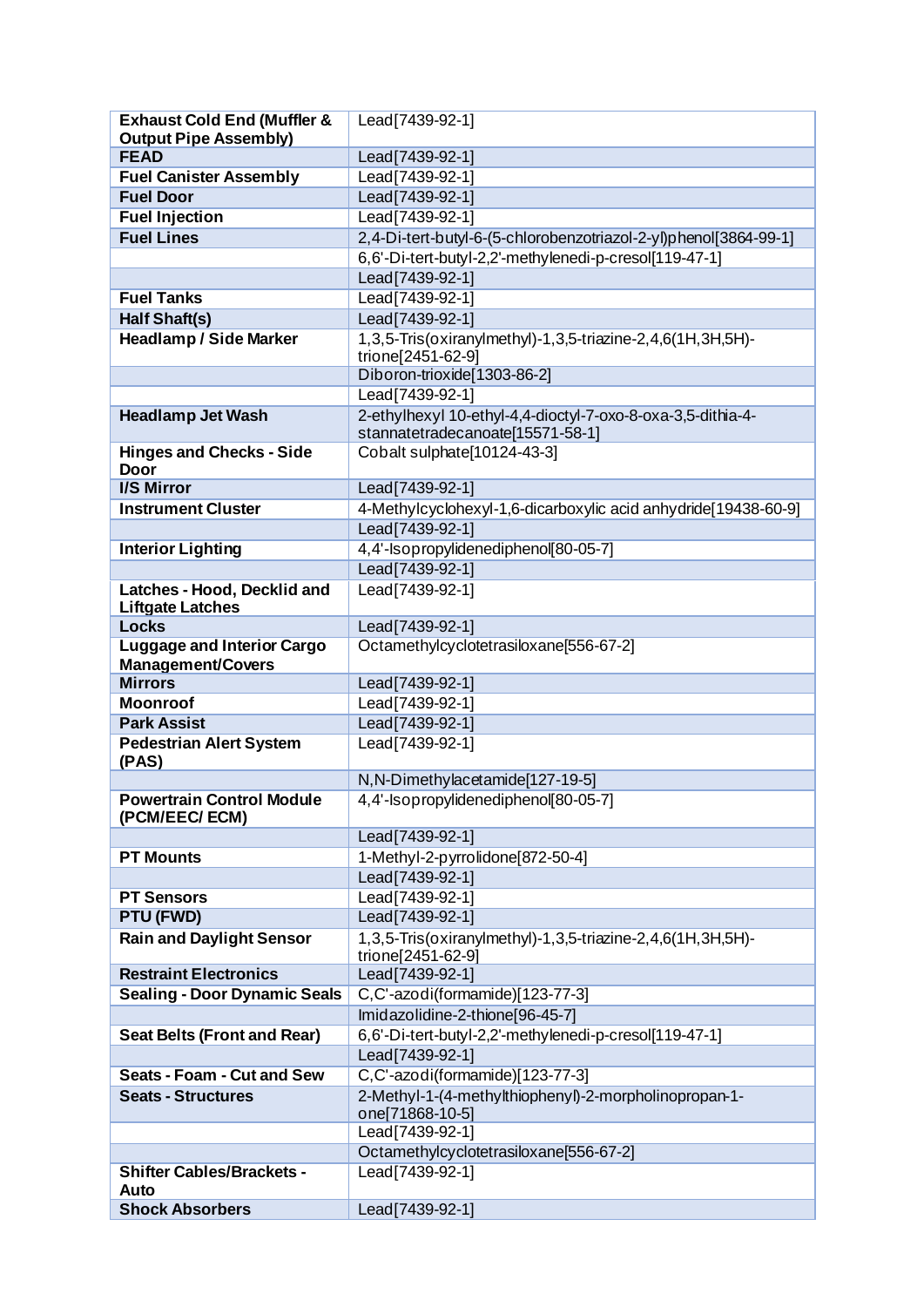| | |
|---|---|
| **Exhaust Cold End (Muffler & Output Pipe Assembly)** | Lead[7439-92-1] |
| **FEAD** | Lead[7439-92-1] |
| **Fuel Canister Assembly** | Lead[7439-92-1] |
| **Fuel Door** | Lead[7439-92-1] |
| **Fuel Injection** | Lead[7439-92-1] |
| **Fuel Lines** | 2,4-Di-tert-butyl-6-(5-chlorobenzotriazol-2-yl)phenol[3864-99-1] |
| | 6,6'-Di-tert-butyl-2,2'-methylenedi-p-cresol[119-47-1] |
| | Lead[7439-92-1] |
| **Fuel Tanks** | Lead[7439-92-1] |
| **Half Shaft(s)** | Lead[7439-92-1] |
| **Headlamp / Side Marker** | 1,3,5-Tris(oxiranylmethyl)-1,3,5-triazine-2,4,6(1H,3H,5H)-trione[2451-62-9] |
| | Diboron-trioxide[1303-86-2] |
| | Lead[7439-92-1] |
| **Headlamp Jet Wash** | 2-ethylhexyl 10-ethyl-4,4-dioctyl-7-oxo-8-oxa-3,5-dithia-4-stannatetradecanoate[15571-58-1] |
| **Hinges and Checks - Side Door** | Cobalt sulphate[10124-43-3] |
| **I/S Mirror** | Lead[7439-92-1] |
| **Instrument Cluster** | 4-Methylcyclohexyl-1,6-dicarboxylic acid anhydride[19438-60-9] |
| | Lead[7439-92-1] |
| **Interior Lighting** | 4,4'-Isopropylidenediphenol[80-05-7] |
| | Lead[7439-92-1] |
| **Latches - Hood, Decklid and Liftgate Latches** | Lead[7439-92-1] |
| **Locks** | Lead[7439-92-1] |
| **Luggage and Interior Cargo Management/Covers** | Octamethylcyclotetrasiloxane[556-67-2] |
| **Mirrors** | Lead[7439-92-1] |
| **Moonroof** | Lead[7439-92-1] |
| **Park Assist** | Lead[7439-92-1] |
| **Pedestrian Alert System (PAS)** | Lead[7439-92-1] |
| | N,N-Dimethylacetamide[127-19-5] |
| **Powertrain Control Module (PCM/EEC/ ECM)** | 4,4'-Isopropylidenediphenol[80-05-7] |
| | Lead[7439-92-1] |
| **PT Mounts** | 1-Methyl-2-pyrrolidone[872-50-4] |
| | Lead[7439-92-1] |
| **PT Sensors** | Lead[7439-92-1] |
| **PTU (FWD)** | Lead[7439-92-1] |
| **Rain and Daylight Sensor** | 1,3,5-Tris(oxiranylmethyl)-1,3,5-triazine-2,4,6(1H,3H,5H)-trione[2451-62-9] |
| **Restraint Electronics** | Lead[7439-92-1] |
| **Sealing - Door Dynamic Seals** | C,C'-azodi(formamide)[123-77-3] |
| | Imidazolidine-2-thione[96-45-7] |
| **Seat Belts (Front and Rear)** | 6,6'-Di-tert-butyl-2,2'-methylenedi-p-cresol[119-47-1] |
| | Lead[7439-92-1] |
| **Seats - Foam - Cut and Sew** | C,C'-azodi(formamide)[123-77-3] |
| **Seats - Structures** | 2-Methyl-1-(4-methylthiophenyl)-2-morpholinopropan-1-one[71868-10-5] |
| | Lead[7439-92-1] |
| | Octamethylcyclotetrasiloxane[556-67-2] |
| **Shifter Cables/Brackets - Auto** | Lead[7439-92-1] |
| **Shock Absorbers** | Lead[7439-92-1] |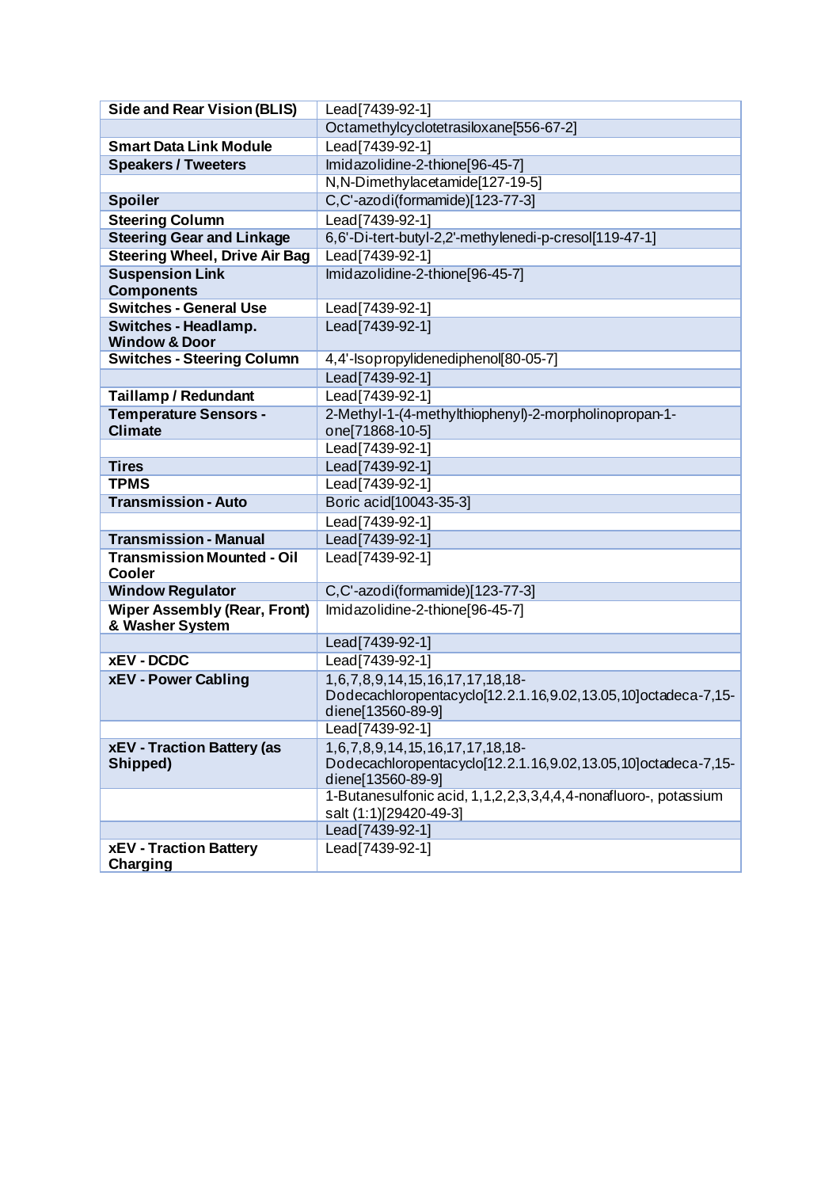| | |
|---|---|
| **Side and Rear Vision (BLIS)** | Lead[7439-92-1] |
| | Octamethylcyclotetrasiloxane[556-67-2] |
| **Smart Data Link Module** | Lead[7439-92-1] |
| **Speakers / Tweeters** | Imidazolidine-2-thione[96-45-7] |
| | N,N-Dimethylacetamide[127-19-5] |
| **Spoiler** | C,C'-azodi(formamide)[123-77-3] |
| **Steering Column** | Lead[7439-92-1] |
| **Steering Gear and Linkage** | 6,6'-Di-tert-butyl-2,2'-methylenedi-p-cresol[119-47-1] |
| **Steering Wheel, Drive Air Bag** | Lead[7439-92-1] |
| **Suspension Link Components** | Imidazolidine-2-thione[96-45-7] |
| **Switches - General Use** | Lead[7439-92-1] |
| **Switches - Headlamp. Window & Door** | Lead[7439-92-1] |
| **Switches - Steering Column** | 4,4'-Isopropylidenediphenol[80-05-7] |
| | Lead[7439-92-1] |
| **Taillamp / Redundant** | Lead[7439-92-1] |
| **Temperature Sensors - Climate** | 2-Methyl-1-(4-methylthiophenyl)-2-morpholinopropan-1-one[71868-10-5] |
| | Lead[7439-92-1] |
| **Tires** | Lead[7439-92-1] |
| **TPMS** | Lead[7439-92-1] |
| **Transmission - Auto** | Boric acid[10043-35-3] |
| | Lead[7439-92-1] |
| **Transmission - Manual** | Lead[7439-92-1] |
| **Transmission Mounted - Oil Cooler** | Lead[7439-92-1] |
| **Window Regulator** | C,C'-azodi(formamide)[123-77-3] |
| **Wiper Assembly (Rear, Front) & Washer System** | Imidazolidine-2-thione[96-45-7] |
| | Lead[7439-92-1] |
| **xEV - DCDC** | Lead[7439-92-1] |
| **xEV - Power Cabling** | 1,6,7,8,9,14,15,16,17,17,18,18-Dodecachloropentacyclo[12.2.1.16,9.02,13.05,10]octadeca-7,15-diene[13560-89-9] |
| | Lead[7439-92-1] |
| **xEV - Traction Battery (as Shipped)** | 1,6,7,8,9,14,15,16,17,17,18,18-Dodecachloropentacyclo[12.2.1.16,9.02,13.05,10]octadeca-7,15-diene[13560-89-9] |
| | 1-Butanesulfonic acid, 1,1,2,2,3,3,4,4,4-nonafluoro-, potassium salt (1:1)[29420-49-3] |
| | Lead[7439-92-1] |
| **xEV - Traction Battery Charging** | Lead[7439-92-1] |